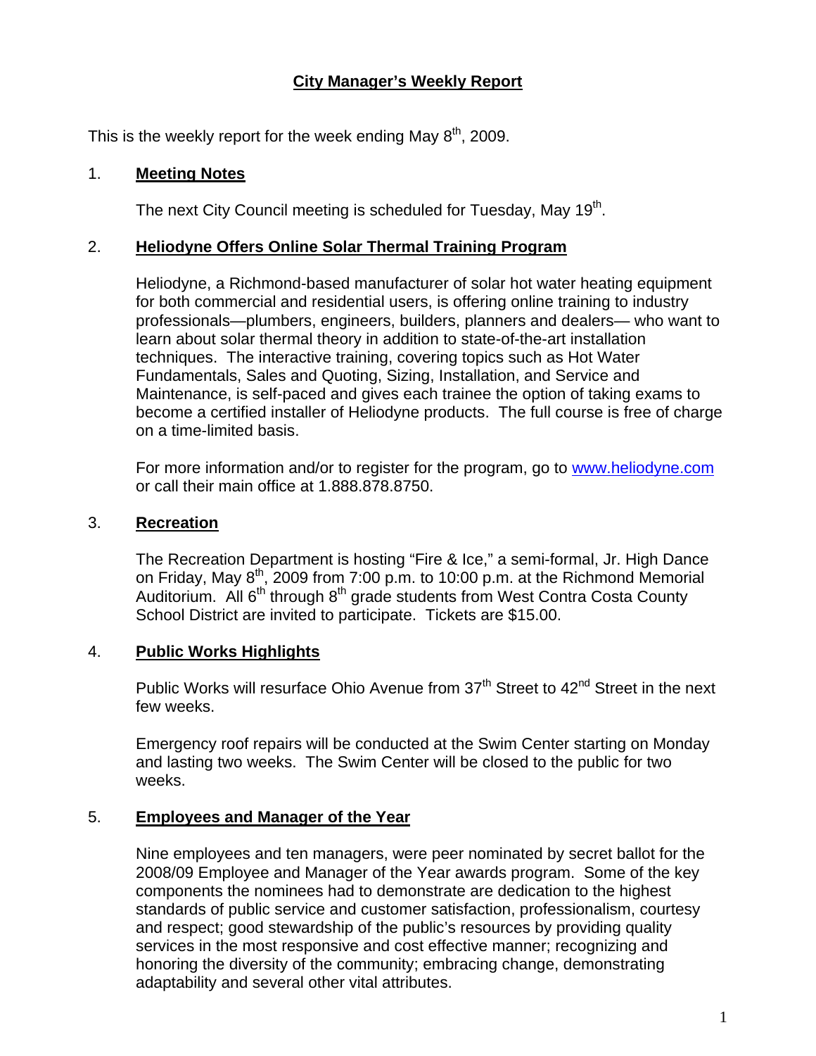# City Manager's Weekly Report

This is the weekly report for the week ending May 8th, 2009.

## 1. Meeting Notes

The next City Council meeting is scheduled for Tuesday, May 19th.

## 2. Heliodyne Offers Online Solar Thermal Training Program

Heliodyne, a Richmond-based manufacturer of solar hot water heating equipment for both commercial and residential users, is offering online training to industry professionals—plumbers, engineers, builders, planners and dealers— who want to learn about solar thermal theory in addition to state-of-the-art installation techniques. The interactive training, covering topics such as Hot Water Fundamentals, Sales and Quoting, Sizing, Installation, and Service and Maintenance, is self-paced and gives each trainee the option of taking exams to become a certified installer of Heliodyne products. The full course is free of charge on a time-limited basis.

For more information and/or to register for the program, go to www.heliodyne.com or call their main office at 1.888.878.8750.

## 3. Recreation

The Recreation Department is hosting "Fire & Ice," a semi-formal, Jr. High Dance on Friday, May 8th, 2009 from 7:00 p.m. to 10:00 p.m. at the Richmond Memorial Auditorium. All 6th through 8th grade students from West Contra Costa County School District are invited to participate. Tickets are $15.00.

## 4. Public Works Highlights

Public Works will resurface Ohio Avenue from 37th Street to 42nd Street in the next few weeks.

Emergency roof repairs will be conducted at the Swim Center starting on Monday and lasting two weeks. The Swim Center will be closed to the public for two weeks.

## 5. Employees and Manager of the Year

Nine employees and ten managers, were peer nominated by secret ballot for the 2008/09 Employee and Manager of the Year awards program. Some of the key components the nominees had to demonstrate are dedication to the highest standards of public service and customer satisfaction, professionalism, courtesy and respect; good stewardship of the public's resources by providing quality services in the most responsive and cost effective manner; recognizing and honoring the diversity of the community; embracing change, demonstrating adaptability and several other vital attributes.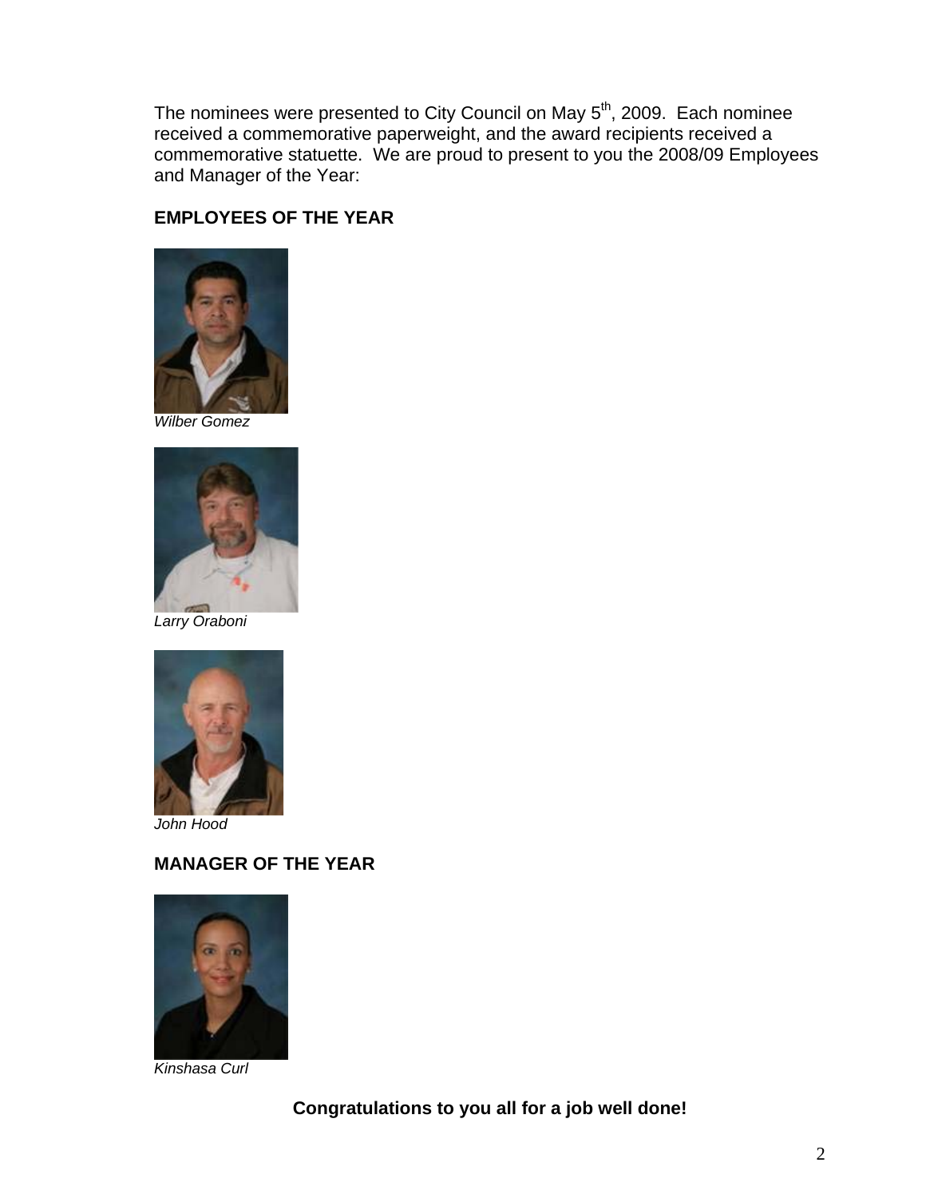The nominees were presented to City Council on May 5th, 2009. Each nominee received a commemorative paperweight, and the award recipients received a commemorative statuette. We are proud to present to you the 2008/09 Employees and Manager of the Year:

## EMPLOYEES OF THE YEAR

*Wilber Gomez*

*Larry Oraboni*

*John Hood*

## MANAGER OF THE YEAR

*Kinshasa Curl*

**Congratulations to you all for a job well done!**